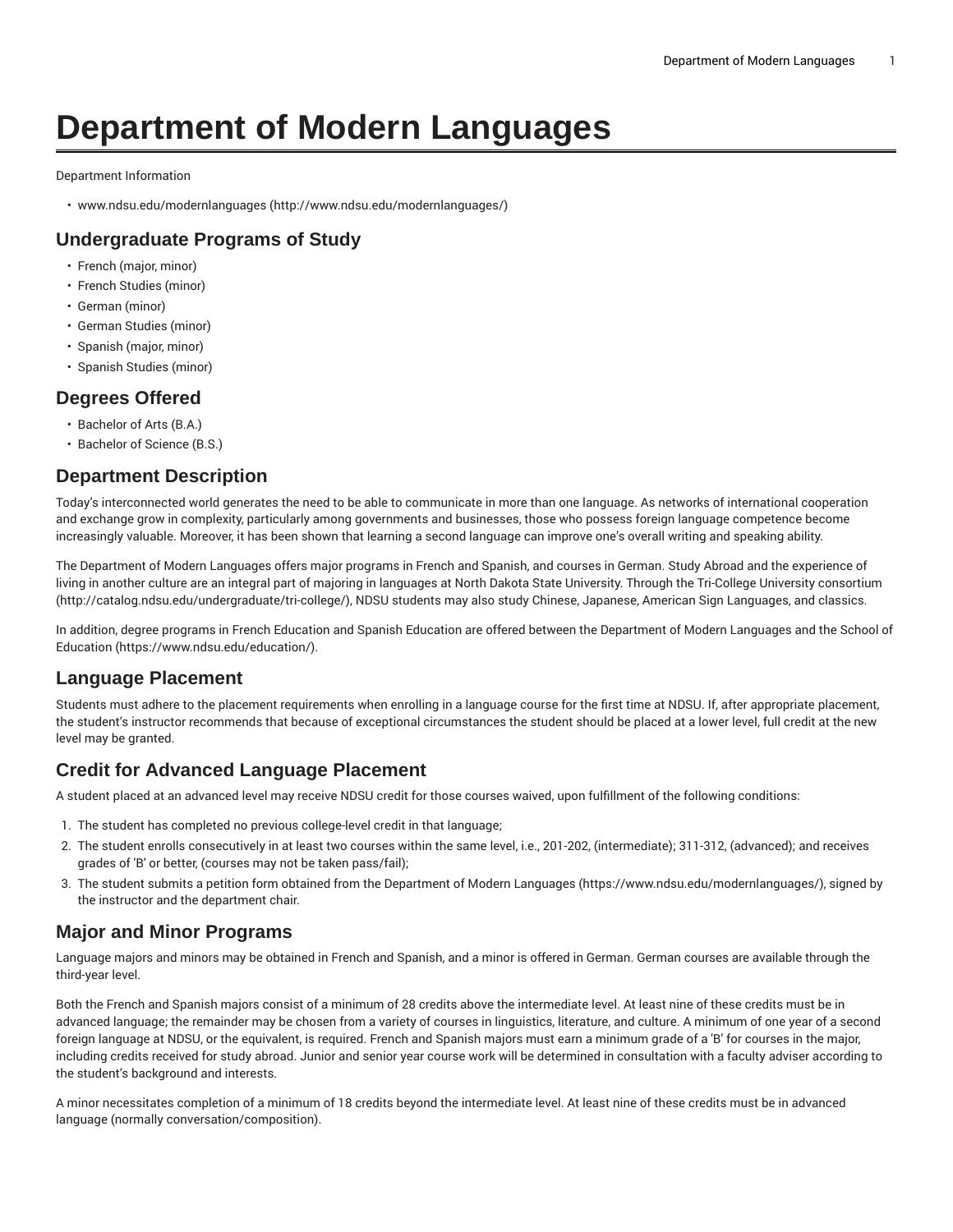# Department of Modern Languages

Department Information

- www.ndsu.edu/modernlanguages (http://www.ndsu.edu/modernlanguages/)

## Undergraduate Programs of Study

- French (major, minor)
- French Studies (minor)
- German (minor)
- German Studies (minor)
- Spanish (major, minor)
- Spanish Studies (minor)

## Degrees Offered

- Bachelor of Arts (B.A.)
- Bachelor of Science (B.S.)

## Department Description

Today's interconnected world generates the need to be able to communicate in more than one language. As networks of international cooperation and exchange grow in complexity, particularly among governments and businesses, those who possess foreign language competence become increasingly valuable. Moreover, it has been shown that learning a second language can improve one's overall writing and speaking ability.

The Department of Modern Languages offers major programs in French and Spanish, and courses in German. Study Abroad and the experience of living in another culture are an integral part of majoring in languages at North Dakota State University. Through the Tri-College University consortium (http://catalog.ndsu.edu/undergraduate/tri-college/), NDSU students may also study Chinese, Japanese, American Sign Languages, and classics.

In addition, degree programs in French Education and Spanish Education are offered between the Department of Modern Languages and the School of Education (https://www.ndsu.edu/education/).

## Language Placement

Students must adhere to the placement requirements when enrolling in a language course for the first time at NDSU. If, after appropriate placement, the student's instructor recommends that because of exceptional circumstances the student should be placed at a lower level, full credit at the new level may be granted.

## Credit for Advanced Language Placement

A student placed at an advanced level may receive NDSU credit for those courses waived, upon fulfillment of the following conditions:

1. The student has completed no previous college-level credit in that language;
2. The student enrolls consecutively in at least two courses within the same level, i.e., 201-202, (intermediate); 311-312, (advanced); and receives grades of 'B' or better, (courses may not be taken pass/fail);
3. The student submits a petition form obtained from the Department of Modern Languages (https://www.ndsu.edu/modernlanguages/), signed by the instructor and the department chair.

## Major and Minor Programs

Language majors and minors may be obtained in French and Spanish, and a minor is offered in German. German courses are available through the third-year level.

Both the French and Spanish majors consist of a minimum of 28 credits above the intermediate level. At least nine of these credits must be in advanced language; the remainder may be chosen from a variety of courses in linguistics, literature, and culture. A minimum of one year of a second foreign language at NDSU, or the equivalent, is required. French and Spanish majors must earn a minimum grade of a 'B' for courses in the major, including credits received for study abroad. Junior and senior year course work will be determined in consultation with a faculty adviser according to the student's background and interests.

A minor necessitates completion of a minimum of 18 credits beyond the intermediate level. At least nine of these credits must be in advanced language (normally conversation/composition).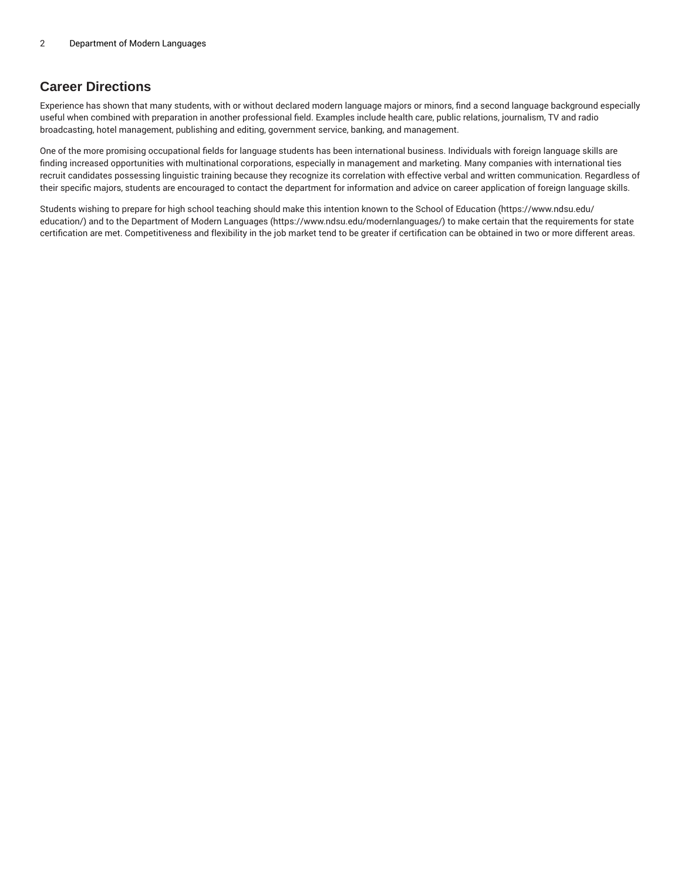## Career Directions

Experience has shown that many students, with or without declared modern language majors or minors, find a second language background especially useful when combined with preparation in another professional field. Examples include health care, public relations, journalism, TV and radio broadcasting, hotel management, publishing and editing, government service, banking, and management.

One of the more promising occupational fields for language students has been international business. Individuals with foreign language skills are finding increased opportunities with multinational corporations, especially in management and marketing. Many companies with international ties recruit candidates possessing linguistic training because they recognize its correlation with effective verbal and written communication. Regardless of their specific majors, students are encouraged to contact the department for information and advice on career application of foreign language skills.

Students wishing to prepare for high school teaching should make this intention known to the School of Education (https://www.ndsu.edu/education/) and to the Department of Modern Languages (https://www.ndsu.edu/modernlanguages/) to make certain that the requirements for state certification are met. Competitiveness and flexibility in the job market tend to be greater if certification can be obtained in two or more different areas.